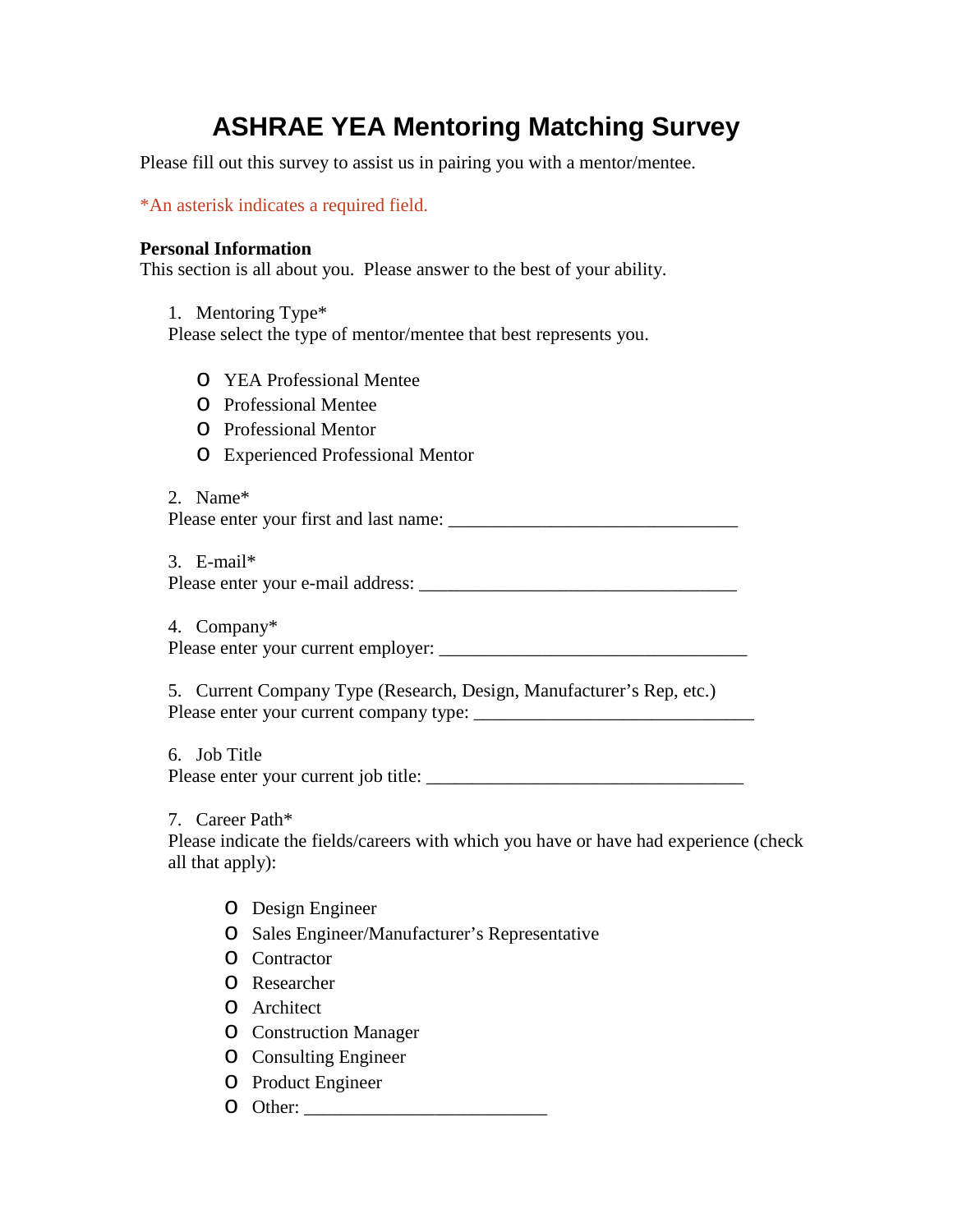# ASHRAE YEA Mentoring Matching Survey

Please fill out this survey to assist us in pairing you with a mentor/mentee.

*An asterisk indicates a required field.

**Personal Information**
This section is all about you. Please answer to the best of your ability.

1. Mentoring Type*
   Please select the type of mentor/mentee that best represents you.

   - YEA Professional Mentee
   - Professional Mentee
   - Professional Mentor
   - Experienced Professional Mentor

2. Name*
   Please enter your first and last name: ________________________________

3. E-mail*
   Please enter your e-mail address: ___________________________________

4. Company*
   Please enter your current employer: __________________________________

5. Current Company Type (Research, Design, Manufacturer's Rep, etc.)
   Please enter your current company type: _______________________________

6. Job Title
   Please enter your current job title: ___________________________________

7. Career Path*
   Please indicate the fields/careers with which you have or have had experience (check all that apply):

   - Design Engineer
   - Sales Engineer/Manufacturer's Representative
   - Contractor
   - Researcher
   - Architect
   - Construction Manager
   - Consulting Engineer
   - Product Engineer
   - Other: ___________________________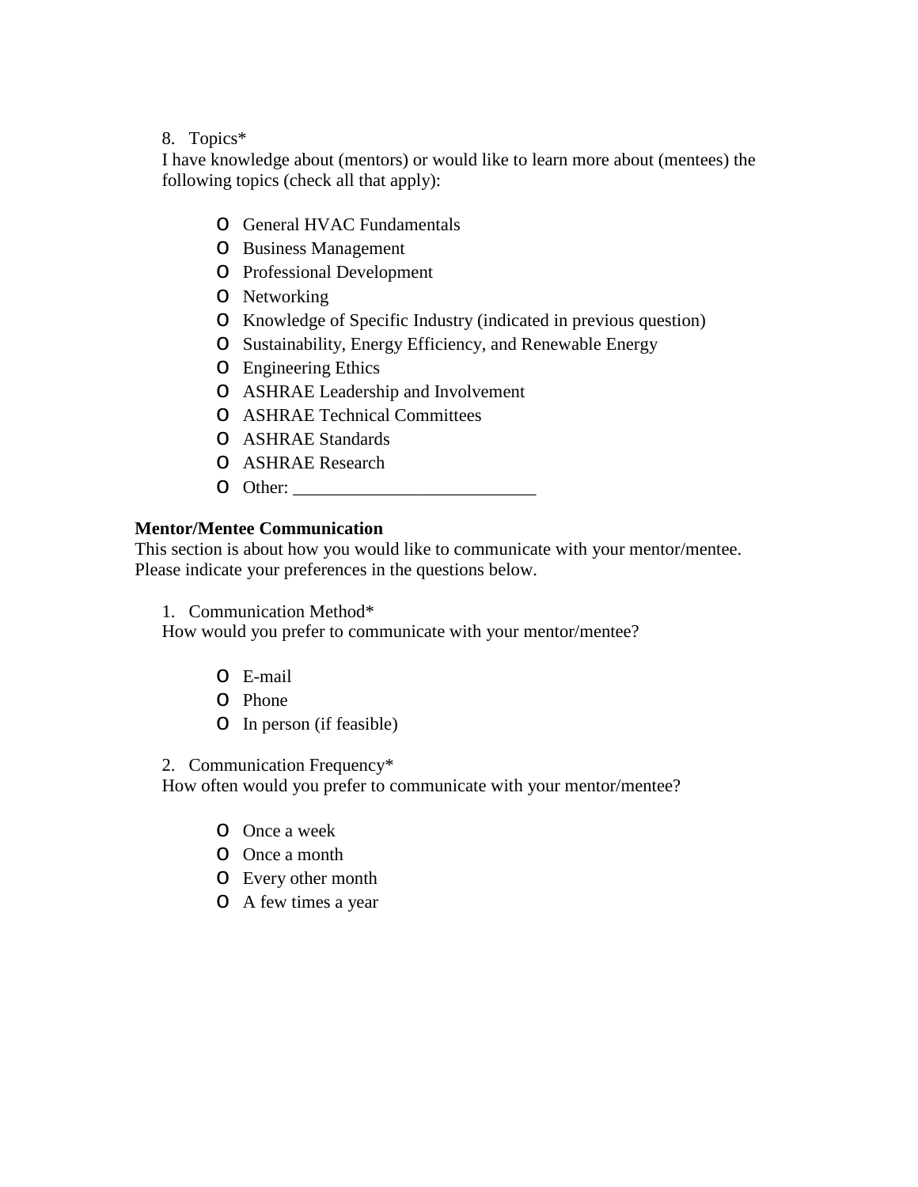8. Topics*

I have knowledge about (mentors) or would like to learn more about (mentees) the following topics (check all that apply):

- General HVAC Fundamentals
- Business Management
- Professional Development
- Networking
- Knowledge of Specific Industry (indicated in previous question)
- Sustainability, Energy Efficiency, and Renewable Energy
- Engineering Ethics
- ASHRAE Leadership and Involvement
- ASHRAE Technical Committees
- ASHRAE Standards
- ASHRAE Research
- Other: ___________________________

**Mentor/Mentee Communication**

This section is about how you would like to communicate with your mentor/mentee. Please indicate your preferences in the questions below.

1. Communication Method*

How would you prefer to communicate with your mentor/mentee?

- E-mail
- Phone
- In person (if feasible)

2. Communication Frequency*

How often would you prefer to communicate with your mentor/mentee?

- Once a week
- Once a month
- Every other month
- A few times a year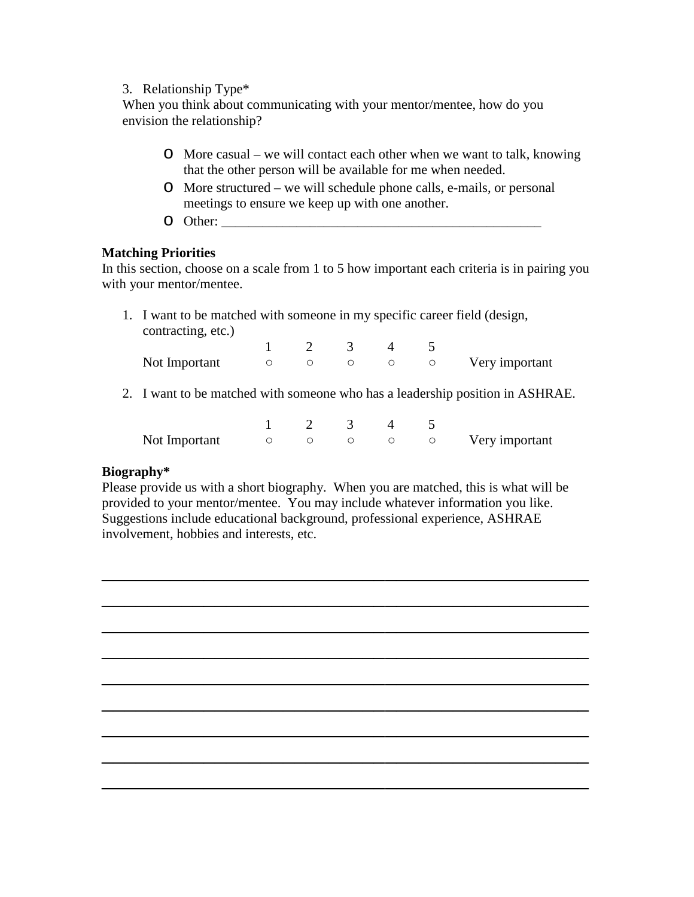3. Relationship Type*

When you think about communicating with your mentor/mentee, how do you envision the relationship?

- o More casual – we will contact each other when we want to talk, knowing that the other person will be available for me when needed.
- o More structured – we will schedule phone calls, e-mails, or personal meetings to ensure we keep up with one another.
- o Other: ________________________________________________

**Matching Priorities**

In this section, choose on a scale from 1 to 5 how important each criteria is in pairing you with your mentor/mentee.

1. I want to be matched with someone in my specific career field (design, contracting, etc.)

| | 1 | 2 | 3 | 4 | 5 | |
|---|---|---|---|---|---|---|
| Not Important | ○ | ○ | ○ | ○ | ○ | Very important |

2. I want to be matched with someone who has a leadership position in ASHRAE.

| | 1 | 2 | 3 | 4 | 5 | |
|---|---|---|---|---|---|---|
| Not Important | ○ | ○ | ○ | ○ | ○ | Very important |

**Biography***

Please provide us with a short biography. When you are matched, this is what will be provided to your mentor/mentee. You may include whatever information you like. Suggestions include educational background, professional experience, ASHRAE involvement, hobbies and interests, etc.

________________________________________________________________________

________________________________________________________________________

________________________________________________________________________

________________________________________________________________________

________________________________________________________________________

________________________________________________________________________

________________________________________________________________________

________________________________________________________________________

________________________________________________________________________